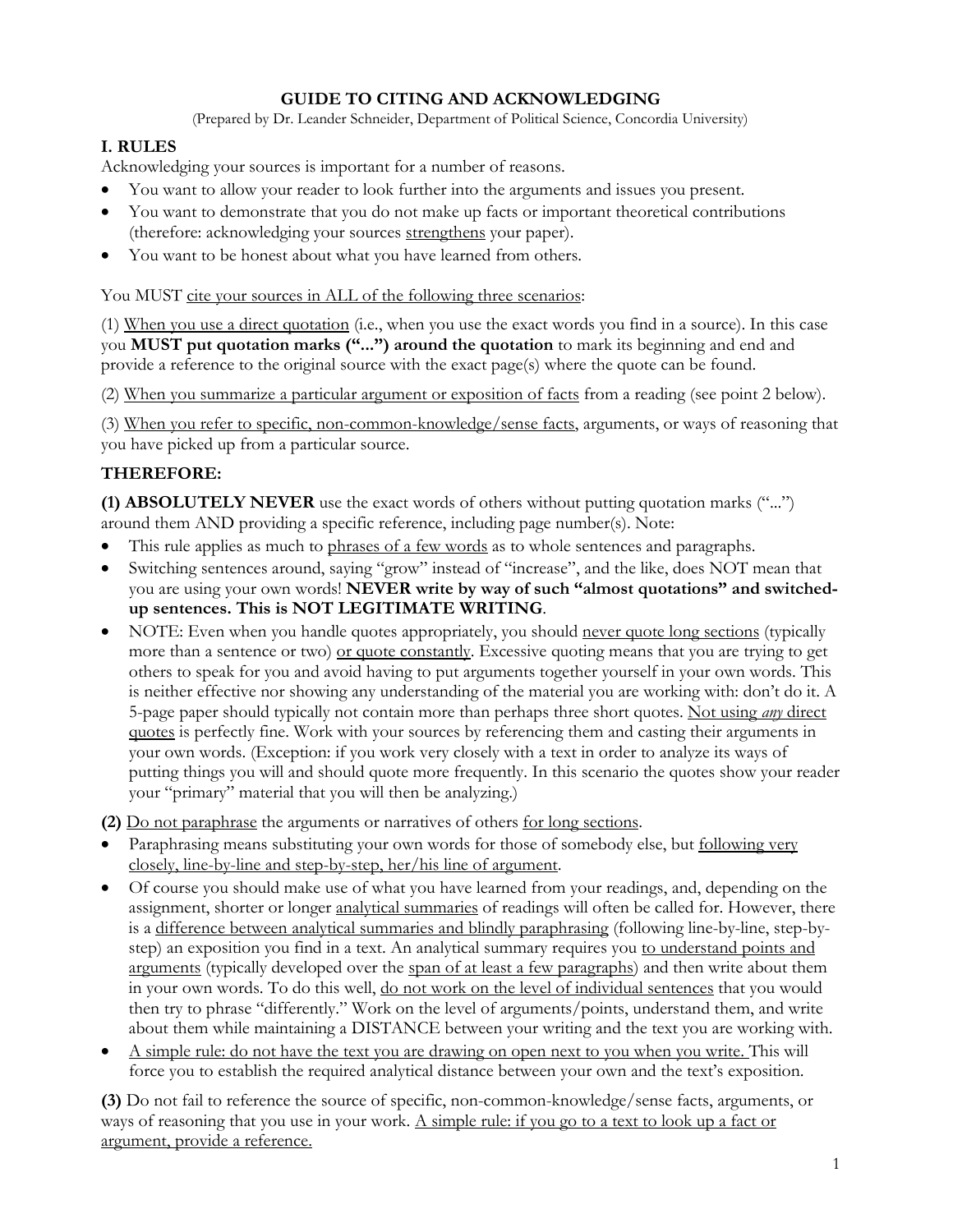# GUIDE TO CITING AND ACKNOWLEDGING

(Prepared by Dr. Leander Schneider, Department of Political Science, Concordia University)

## I. RULES

Acknowledging your sources is important for a number of reasons.

- You want to allow your reader to look further into the arguments and issues you present.
- You want to demonstrate that you do not make up facts or important theoretical contributions (therefore: acknowledging your sources <u>strengthens</u> your paper).
- You want to be honest about what you have learned from others.

You MUST <u>cite your sources in ALL of the following three scenarios</u>:

(1) <u>When you use a direct quotation</u> (i.e., when you use the exact words you find in a source). In this case you **MUST put quotation marks ("...") around the quotation** to mark its beginning and end and provide a reference to the original source with the exact page(s) where the quote can be found.

(2) <u>When you summarize a particular argument or exposition of facts</u> from a reading (see point 2 below).

(3) <u>When you refer to specific, non-common-knowledge/sense facts</u>, arguments, or ways of reasoning that you have picked up from a particular source.

## THEREFORE:

**(1) ABSOLUTELY NEVER** use the exact words of others without putting quotation marks ("...") around them AND providing a specific reference, including page number(s). Note:

- This rule applies as much to <u>phrases of a few words</u> as to whole sentences and paragraphs.
- Switching sentences around, saying "grow" instead of "increase", and the like, does NOT mean that you are using your own words! **NEVER write by way of such "almost quotations" and switched-up sentences. This is NOT LEGITIMATE WRITING**.
- NOTE: Even when you handle quotes appropriately, you should <u>never quote long sections</u> (typically more than a sentence or two) <u>or quote constantly</u>. Excessive quoting means that you are trying to get others to speak for you and avoid having to put arguments together yourself in your own words. This is neither effective nor showing any understanding of the material you are working with: don't do it. A 5-page paper should typically not contain more than perhaps three short quotes. <u>Not using *any* direct quotes</u> is perfectly fine. Work with your sources by referencing them and casting their arguments in your own words. (Exception: if you work very closely with a text in order to analyze its ways of putting things you will and should quote more frequently. In this scenario the quotes show your reader your "primary" material that you will then be analyzing.)

**(2)** <u>Do not paraphrase</u> the arguments or narratives of others <u>for long sections</u>.

- Paraphrasing means substituting your own words for those of somebody else, but <u>following very closely, line-by-line and step-by-step, her/his line of argument</u>.
- Of course you should make use of what you have learned from your readings, and, depending on the assignment, shorter or longer <u>analytical summaries</u> of readings will often be called for. However, there is a <u>difference between analytical summaries and blindly paraphrasing</u> (following line-by-line, step-by-step) an exposition you find in a text. An analytical summary requires you <u>to understand points and arguments</u> (typically developed over the <u>span of at least a few paragraphs</u>) and then write about them in your own words. To do this well, <u>do not work on the level of individual sentences</u> that you would then try to phrase "differently." Work on the level of arguments/points, understand them, and write about them while maintaining a DISTANCE between your writing and the text you are working with.
- <u>A simple rule: do not have the text you are drawing on open next to you when you write.</u> This will force you to establish the required analytical distance between your own and the text's exposition.

**(3)** Do not fail to reference the source of specific, non-common-knowledge/sense facts, arguments, or ways of reasoning that you use in your work. <u>A simple rule: if you go to a text to look up a fact or argument, provide a reference.</u>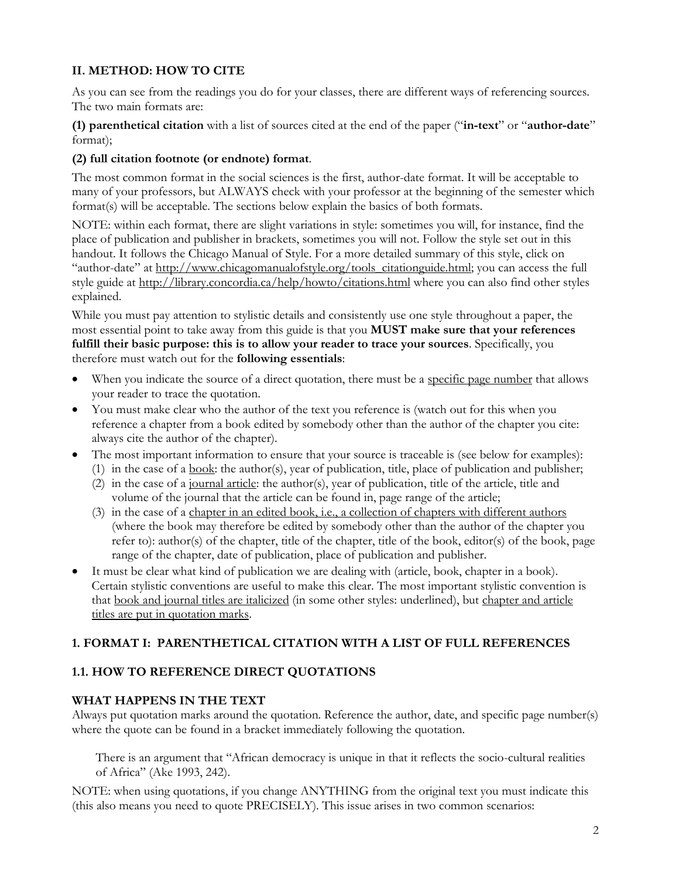## II. METHOD: HOW TO CITE

As you can see from the readings you do for your classes, there are different ways of referencing sources. The two main formats are:

**(1) parenthetical citation** with a list of sources cited at the end of the paper ("**in-text**" or "**author-date**" format);

**(2) full citation footnote (or endnote) format**.

The most common format in the social sciences is the first, author-date format. It will be acceptable to many of your professors, but ALWAYS check with your professor at the beginning of the semester which format(s) will be acceptable. The sections below explain the basics of both formats.

NOTE: within each format, there are slight variations in style: sometimes you will, for instance, find the place of publication and publisher in brackets, sometimes you will not. Follow the style set out in this handout. It follows the Chicago Manual of Style. For a more detailed summary of this style, click on "author-date" at http://www.chicagomanualofstyle.org/tools_citationguide.html; you can access the full style guide at http://library.concordia.ca/help/howto/citations.html where you can also find other styles explained.

While you must pay attention to stylistic details and consistently use one style throughout a paper, the most essential point to take away from this guide is that you **MUST make sure that your references fulfill their basic purpose: this is to allow your reader to trace your sources**. Specifically, you therefore must watch out for the **following essentials**:

- When you indicate the source of a direct quotation, there must be a <u>specific page number</u> that allows your reader to trace the quotation.
- You must make clear who the author of the text you reference is (watch out for this when you reference a chapter from a book edited by somebody other than the author of the chapter you cite: always cite the author of the chapter).
- The most important information to ensure that your source is traceable is (see below for examples):
  (1) in the case of a <u>book</u>: the author(s), year of publication, title, place of publication and publisher;
  (2) in the case of a <u>journal article</u>: the author(s), year of publication, title of the article, title and volume of the journal that the article can be found in, page range of the article;
  (3) in the case of a <u>chapter in an edited book, i.e., a collection of chapters with different authors</u> (where the book may therefore be edited by somebody other than the author of the chapter you refer to): author(s) of the chapter, title of the chapter, title of the book, editor(s) of the book, page range of the chapter, date of publication, place of publication and publisher.
- It must be clear what kind of publication we are dealing with (article, book, chapter in a book). Certain stylistic conventions are useful to make this clear. The most important stylistic convention is that <u>book and journal titles are italicized</u> (in some other styles: underlined), but <u>chapter and article titles are put in quotation marks</u>.

### 1. FORMAT I: PARENTHETICAL CITATION WITH A LIST OF FULL REFERENCES

### 1.1. HOW TO REFERENCE DIRECT QUOTATIONS

**WHAT HAPPENS IN THE TEXT**

Always put quotation marks around the quotation. Reference the author, date, and specific page number(s) where the quote can be found in a bracket immediately following the quotation.

> There is an argument that "African democracy is unique in that it reflects the socio-cultural realities of Africa" (Ake 1993, 242).

NOTE: when using quotations, if you change ANYTHING from the original text you must indicate this (this also means you need to quote PRECISELY). This issue arises in two common scenarios: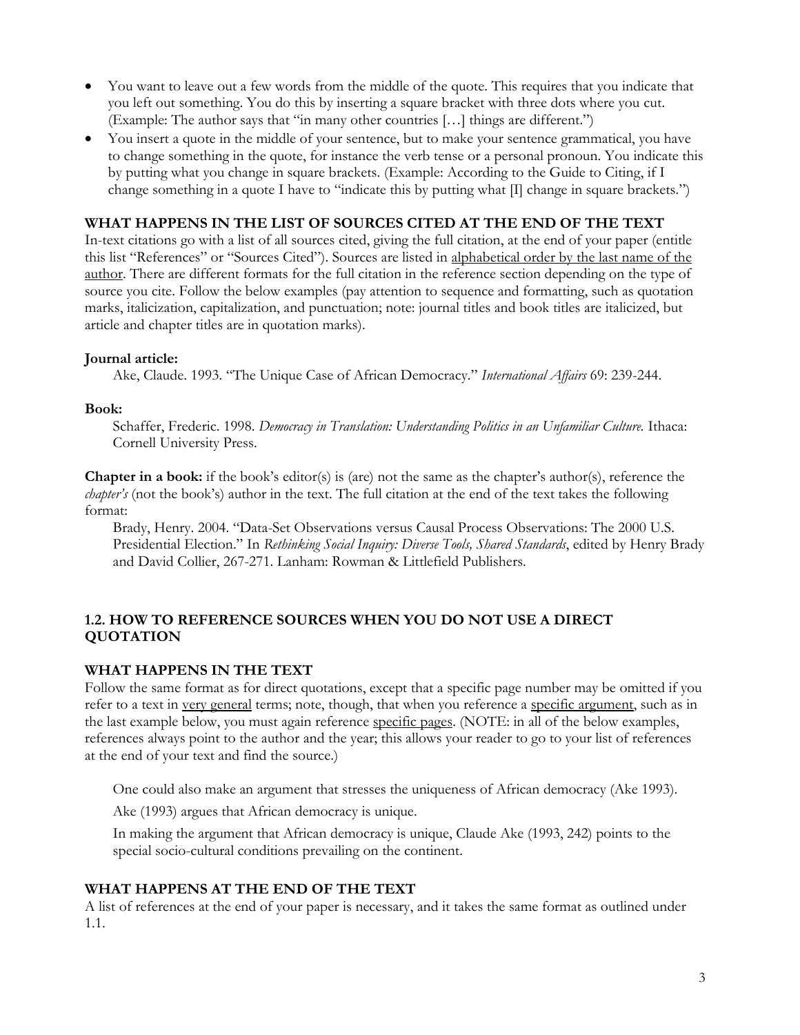- You want to leave out a few words from the middle of the quote. This requires that you indicate that you left out something. You do this by inserting a square bracket with three dots where you cut. (Example: The author says that "in many other countries […] things are different.")
- You insert a quote in the middle of your sentence, but to make your sentence grammatical, you have to change something in the quote, for instance the verb tense or a personal pronoun. You indicate this by putting what you change in square brackets. (Example: According to the Guide to Citing, if I change something in a quote I have to "indicate this by putting what [I] change in square brackets.")

**WHAT HAPPENS IN THE LIST OF SOURCES CITED AT THE END OF THE TEXT**

In-text citations go with a list of all sources cited, giving the full citation, at the end of your paper (entitle this list "References" or "Sources Cited"). Sources are listed in <u>alphabetical order by the last name of the author</u>. There are different formats for the full citation in the reference section depending on the type of source you cite. Follow the below examples (pay attention to sequence and formatting, such as quotation marks, italicization, capitalization, and punctuation; note: journal titles and book titles are italicized, but article and chapter titles are in quotation marks).

**Journal article:**

> Ake, Claude. 1993. "The Unique Case of African Democracy." *International Affairs* 69: 239-244.

**Book:**

> Schaffer, Frederic. 1998. *Democracy in Translation: Understanding Politics in an Unfamiliar Culture.* Ithaca: Cornell University Press.

**Chapter in a book:** if the book's editor(s) is (are) not the same as the chapter's author(s), reference the *chapter's* (not the book's) author in the text. The full citation at the end of the text takes the following format:

> Brady, Henry. 2004. "Data-Set Observations versus Causal Process Observations: The 2000 U.S. Presidential Election." In *Rethinking Social Inquiry: Diverse Tools, Shared Standards*, edited by Henry Brady and David Collier, 267-271. Lanham: Rowman & Littlefield Publishers.

## 1.2. HOW TO REFERENCE SOURCES WHEN YOU DO NOT USE A DIRECT QUOTATION

**WHAT HAPPENS IN THE TEXT**

Follow the same format as for direct quotations, except that a specific page number may be omitted if you refer to a text in <u>very general</u> terms; note, though, that when you reference a <u>specific argument</u>, such as in the last example below, you must again reference <u>specific pages</u>. (NOTE: in all of the below examples, references always point to the author and the year; this allows your reader to go to your list of references at the end of your text and find the source.)

> One could also make an argument that stresses the uniqueness of African democracy (Ake 1993).
>
> Ake (1993) argues that African democracy is unique.
>
> In making the argument that African democracy is unique, Claude Ake (1993, 242) points to the special socio-cultural conditions prevailing on the continent.

**WHAT HAPPENS AT THE END OF THE TEXT**

A list of references at the end of your paper is necessary, and it takes the same format as outlined under 1.1.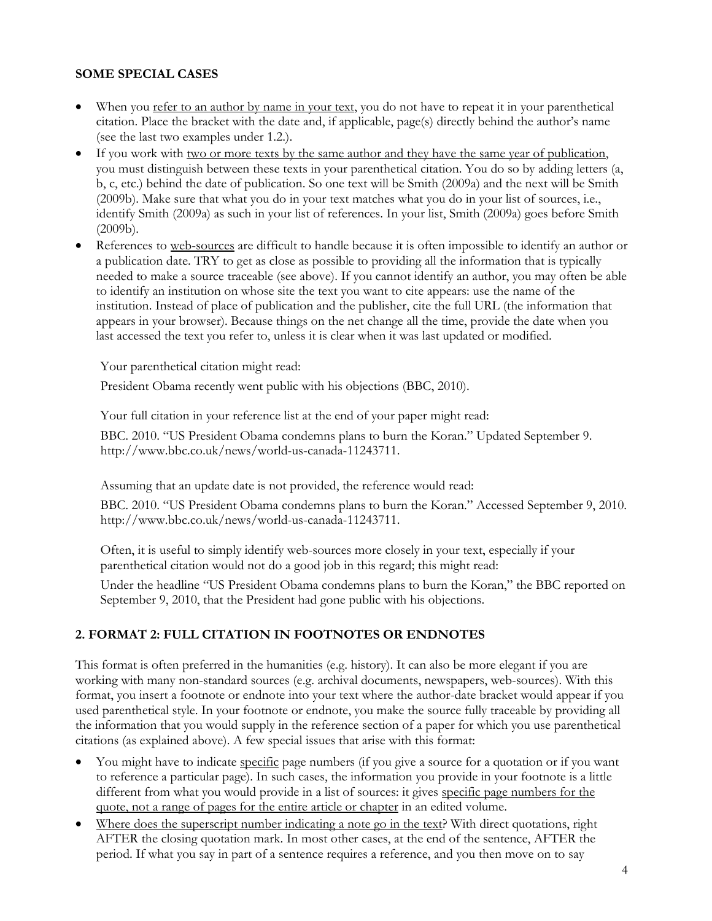**SOME SPECIAL CASES**

- When you <u>refer to an author by name in your text</u>, you do not have to repeat it in your parenthetical citation. Place the bracket with the date and, if applicable, page(s) directly behind the author's name (see the last two examples under 1.2.).
- If you work with <u>two or more texts by the same author and they have the same year of publication</u>, you must distinguish between these texts in your parenthetical citation. You do so by adding letters (a, b, c, etc.) behind the date of publication. So one text will be Smith (2009a) and the next will be Smith (2009b). Make sure that what you do in your text matches what you do in your list of sources, i.e., identify Smith (2009a) as such in your list of references. In your list, Smith (2009a) goes before Smith (2009b).
- References to <u>web-sources</u> are difficult to handle because it is often impossible to identify an author or a publication date. TRY to get as close as possible to providing all the information that is typically needed to make a source traceable (see above). If you cannot identify an author, you may often be able to identify an institution on whose site the text you want to cite appears: use the name of the institution. Instead of place of publication and the publisher, cite the full URL (the information that appears in your browser). Because things on the net change all the time, provide the date when you last accessed the text you refer to, unless it is clear when it was last updated or modified.

  Your parenthetical citation might read:

  President Obama recently went public with his objections (BBC, 2010).

  Your full citation in your reference list at the end of your paper might read:

  BBC. 2010. "US President Obama condemns plans to burn the Koran." Updated September 9. http://www.bbc.co.uk/news/world-us-canada-11243711.

  Assuming that an update date is not provided, the reference would read:

  BBC. 2010. "US President Obama condemns plans to burn the Koran." Accessed September 9, 2010. http://www.bbc.co.uk/news/world-us-canada-11243711.

  Often, it is useful to simply identify web-sources more closely in your text, especially if your parenthetical citation would not do a good job in this regard; this might read:

  Under the headline "US President Obama condemns plans to burn the Koran," the BBC reported on September 9, 2010, that the President had gone public with his objections.

## 2. FORMAT 2: FULL CITATION IN FOOTNOTES OR ENDNOTES

This format is often preferred in the humanities (e.g. history). It can also be more elegant if you are working with many non-standard sources (e.g. archival documents, newspapers, web-sources). With this format, you insert a footnote or endnote into your text where the author-date bracket would appear if you used parenthetical style. In your footnote or endnote, you make the source fully traceable by providing all the information that you would supply in the reference section of a paper for which you use parenthetical citations (as explained above). A few special issues that arise with this format:

- You might have to indicate <u>specific</u> page numbers (if you give a source for a quotation or if you want to reference a particular page). In such cases, the information you provide in your footnote is a little different from what you would provide in a list of sources: it gives <u>specific page numbers for the quote, not a range of pages for the entire article or chapter</u> in an edited volume.
- <u>Where does the superscript number indicating a note go in the text</u>? With direct quotations, right AFTER the closing quotation mark. In most other cases, at the end of the sentence, AFTER the period. If what you say in part of a sentence requires a reference, and you then move on to say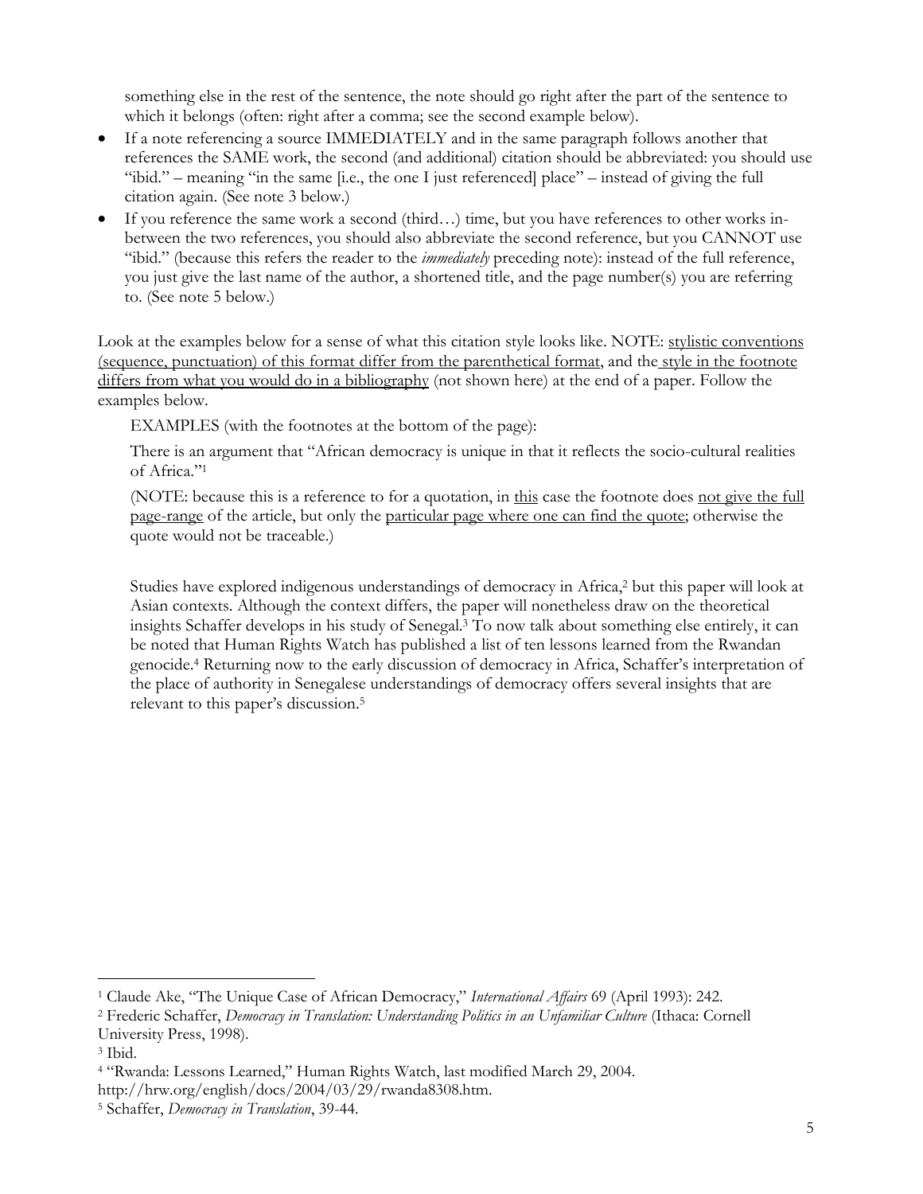something else in the rest of the sentence, the note should go right after the part of the sentence to which it belongs (often: right after a comma; see the second example below).

- If a note referencing a source IMMEDIATELY and in the same paragraph follows another that references the SAME work, the second (and additional) citation should be abbreviated: you should use "ibid." – meaning "in the same [i.e., the one I just referenced] place" – instead of giving the full citation again. (See note 3 below.)
- If you reference the same work a second (third…) time, but you have references to other works in-between the two references, you should also abbreviate the second reference, but you CANNOT use "ibid." (because this refers the reader to the *immediately* preceding note): instead of the full reference, you just give the last name of the author, a shortened title, and the page number(s) you are referring to. (See note 5 below.)

Look at the examples below for a sense of what this citation style looks like. NOTE: <u>stylistic conventions (sequence, punctuation) of this format differ from the parenthetical format</u>, and the <u>style in the footnote differs from what you would do in a bibliography</u> (not shown here) at the end of a paper. Follow the examples below.

EXAMPLES (with the footnotes at the bottom of the page):

There is an argument that "African democracy is unique in that it reflects the socio-cultural realities of Africa."[1]

(NOTE: because this is a reference to for a quotation, in <u>this</u> case the footnote does <u>not give the full page-range</u> of the article, but only the <u>particular page where one can find the quote</u>; otherwise the quote would not be traceable.)

Studies have explored indigenous understandings of democracy in Africa,[2] but this paper will look at Asian contexts. Although the context differs, the paper will nonetheless draw on the theoretical insights Schaffer develops in his study of Senegal.[3] To now talk about something else entirely, it can be noted that Human Rights Watch has published a list of ten lessons learned from the Rwandan genocide.[4] Returning now to the early discussion of democracy in Africa, Schaffer's interpretation of the place of authority in Senegalese understandings of democracy offers several insights that are relevant to this paper's discussion.[5]

---

[1] Claude Ake, "The Unique Case of African Democracy," *International Affairs* 69 (April 1993): 242.

[2] Frederic Schaffer, *Democracy in Translation: Understanding Politics in an Unfamiliar Culture* (Ithaca: Cornell University Press, 1998).

[3] Ibid.

[4] "Rwanda: Lessons Learned," Human Rights Watch, last modified March 29, 2004. http://hrw.org/english/docs/2004/03/29/rwanda8308.htm.

[5] Schaffer, *Democracy in Translation*, 39-44.